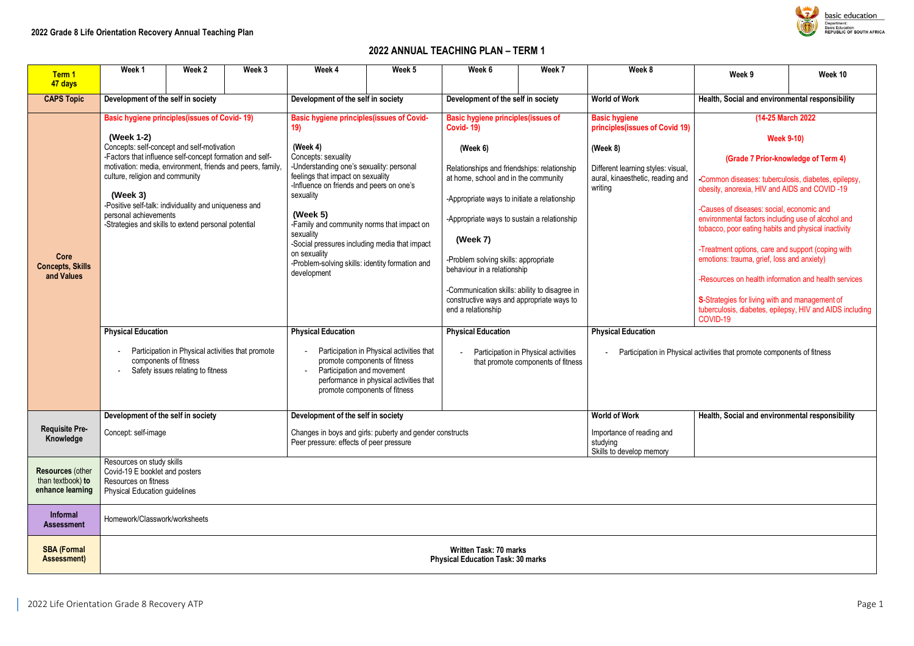**2022 Grade 8 Life Orientation Recovery Annual Teaching Plan**

## 2022 ANNUAL TEACHING PLAN – TERM 1

| Term 1 47 days | Week 1 | Week 2 | Week 3 | Week 4 | Week 5 | Week 6 | Week 7 | Week 8 | Week 9 | Week 10 |
|---|---|---|---|---|---|---|---|---|---|---|
| **CAPS Topic** | **Development of the self in society** | | | **Development of the self in society** | | **Development of the self in society** | | **World of Work** | **Health, Social and environmental responsibility** | |
| **Core Concepts, Skills and Values** | **Basic hygiene principles(issues of Covid- 19)**<br><br>**(Week 1-2)**<br>Concepts: self-concept and self-motivation<br>-Factors that influence self-concept formation and self-motivation: media, environment, friends and peers, family, culture, religion and community<br><br>**(Week 3)**<br>-Positive self-talk: individuality and uniqueness and personal achievements<br>-Strategies and skills to extend personal potential | | | **Basic hygiene principles(issues of Covid-19)**<br><br>**(Week 4)**<br>Concepts: sexuality<br>-Understanding one's sexuality: personal feelings that impact on sexuality<br>-Influence on friends and peers on one's sexuality<br><br>**(Week 5)**<br>-Family and community norms that impact on sexuality<br>-Social pressures including media that impact on sexuality<br>-Problem-solving skills: identity formation and development | | **Basic hygiene principles(issues of Covid- 19)**<br><br>**(Week 6)**<br>Relationships and friendships: relationship at home, school and in the community<br>-Appropriate ways to initiate a relationship<br>-Appropriate ways to sustain a relationship<br><br>**(Week 7)**<br>-Problem solving skills: appropriate behaviour in a relationship<br>-Communication skills: ability to disagree in constructive ways and appropriate ways to end a relationship | | **Basic hygiene principles(issues of Covid 19)**<br><br>**(Week 8)**<br>Different learning styles: visual, aural, kinaesthetic, reading and writing | **(14-25 March 2022**<br><br>**Week 9-10)**<br><br>**(Grade 7 Prior-knowledge of Term 4)**<br><br>-Common diseases: tuberculosis, diabetes, epilepsy, obesity, anorexia, HIV and AIDS and COVID -19<br>-Causes of diseases: social, economic and environmental factors including use of alcohol and tobacco, poor eating habits and physical inactivity<br>-Treatment options, care and support (coping with emotions: trauma, grief, loss and anxiety)<br>-Resources on health information and health services<br>**S**-Strategies for living with and management of tuberculosis, diabetes, epilepsy, HIV and AIDS including COVID-19 | |
| | **Physical Education**<br>- Participation in Physical activities that promote components of fitness<br>- Safety issues relating to fitness | | | **Physical Education**<br>- Participation in Physical activities that promote components of fitness<br>- Participation and movement performance in physical activities that promote components of fitness | | **Physical Education**<br>- Participation in Physical activities that promote components of fitness | | **Physical Education**<br>- Participation in Physical activities that promote components of fitness | | |
| **Requisite Pre-Knowledge** | **Development of the self in society**<br>Concept: self-image | | | **Development of the self in society**<br>Changes in boys and girls: puberty and gender constructs<br>Peer pressure: effects of peer pressure | | | | **World of Work**<br>Importance of reading and studying<br>Skills to develop memory | **Health, Social and environmental responsibility** | |
| **Resources** (other than textbook) **to enhance learning** | Resources on study skills<br>Covid-19 E booklet and posters<br>Resources on fitness<br>Physical Education guidelines | | | | | | | | | |
| **Informal Assessment** | Homework/Classwork/worksheets | | | | | | | | | |
| **SBA (Formal Assessment)** | **Written Task: 70 marks**<br>**Physical Education Task: 30 marks** | | | | | | | | | |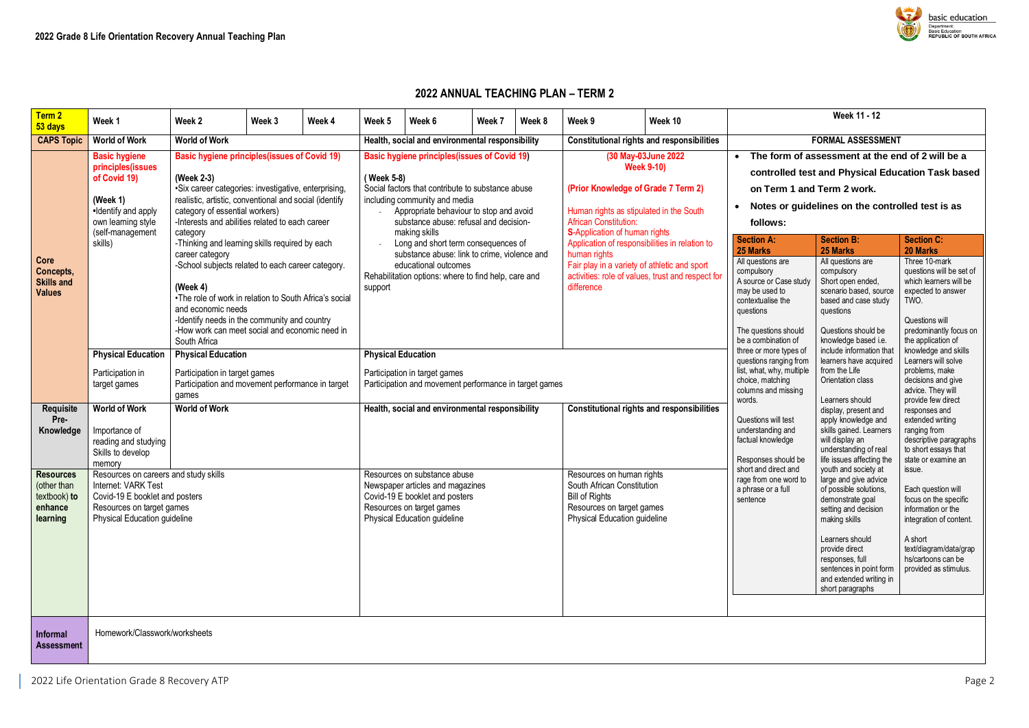# 2022 Grade 8 Life Orientation Recovery Annual Teaching Plan

## 2022 ANNUAL TEACHING PLAN – TERM 2

| Term 2 53 days | Week 1 | Week 2 | Week 3 | Week 4 | Week 5 | Week 6 | Week 7 | Week 8 | Week 9 | Week 10 | Week 11 - 12 |
|---|---|---|---|---|---|---|---|---|---|---|---|
| **CAPS Topic** | **World of Work** | **World of Work** | | | **Health, social and environmental responsibility** | | | | **Constitutional rights and responsibilities** | | **FORMAL ASSESSMENT** |
| **Core Concepts, Skills and Values** | **Basic hygiene principles(issues of Covid 19)**<br><br>**(Week 1)**<br>•Identify and apply own learning style (self-management skills) | **Basic hygiene principles(issues of Covid 19)**<br><br>**(Week 2-3)**<br>•Six career categories: investigative, enterprising, realistic, artistic, conventional and social (identify category of essential workers)<br>-Interests and abilities related to each career category<br>-Thinking and learning skills required by each career category<br>-School subjects related to each career category.<br><br>**(Week 4)**<br>•The role of work in relation to South Africa's social and economic needs<br>-Identify needs in the community and country<br>-How work can meet social and economic need in South Africa | | | **Basic hygiene principles(issues of Covid 19)**<br><br>**( Week 5-8)**<br>Social factors that contribute to substance abuse including community and media<br>- Appropriate behaviour to stop and avoid substance abuse: refusal and decision-making skills<br>- Long and short term consequences of substance abuse: link to crime, violence and educational outcomes<br>Rehabilitation options: where to find help, care and support | | | | **(30 May-03June 2022 Week 9-10)**<br><br>**(Prior Knowledge of Grade 7 Term 2)**<br><br>Human rights as stipulated in the South African Constitution:<br>**S**-Application of human rights<br>Application of responsibilities in relation to human rights<br>Fair play in a variety of athletic and sport activities: role of values, trust and respect for difference | | • **The form of assessment at the end of 2 will be a controlled test and Physical Education Task based on Term 1 and Term 2 work.**<br>• **Notes or guidelines on the controlled test is as follows:**<br><br>**Section A: 25 Marks**<br>All questions are compulsory<br>A source or Case study may be used to contextualise the questions<br>The questions should be a combination of three or more types of questions ranging from list, what, why, multiple choice, matching columns and missing words.<br>Questions will test understanding and factual knowledge<br>Responses should be short and direct and rage from one word to a phrase or a full sentence<br><br>**Section B: 25 Marks**<br>All questions are compulsory<br>Short open ended, scenario based, source based and case study questions<br>Questions should be knowledge based i.e. include information that learners have acquired from the Life Orientation class<br>Learners should display, present and apply knowledge and skills gained. Learners will display an understanding of real life issues affecting the youth and society at large and give advice of possible solutions, demonstrate goal setting and decision making skills<br>Learners should provide direct responses, full sentences in point form and extended writing in short paragraphs<br><br>**Section C: 20 Marks**<br>Three 10-mark questions will be set of which learners will be expected to answer TWO.<br>Questions will predominantly focus on the application of knowledge and skills<br>Learners will solve problems, make decisions and give advice. They will provide few direct responses and extended writing ranging from descriptive paragraphs to short essays that state or examine an issue.<br>Each question will focus on the specific information or the integration of content.<br>A short text/diagram/data/graphs/cartoons can be provided as stimulus. |
| | **Physical Education**<br><br>Participation in target games | **Physical Education**<br><br>Participation in target games<br>Participation and movement performance in target games | | | **Physical Education**<br><br>Participation in target games<br>Participation and movement performance in target games | | | | | | |
| **Requisite Pre-Knowledge** | **World of Work**<br><br>Importance of reading and studying<br>Skills to develop memory | **World of Work** | | | **Health, social and environmental responsibility** | | | | **Constitutional rights and responsibilities** | | |
| **Resources** (other than textbook) **to enhance learning** | Resources on careers and study skills<br>Internet: VARK Test<br>Covid-19 E booklet and posters<br>Resources on target games<br>Physical Education guideline | | | | Resources on substance abuse<br>Newspaper articles and magazines<br>Covid-19 E booklet and posters<br>Resources on target games<br>Physical Education guideline | | | | Resources on human rights<br>South African Constitution<br>Bill of Rights<br>Resources on target games<br>Physical Education guideline | | |
| **Informal Assessment** | Homework/Classwork/worksheets | | | | | | | | | | |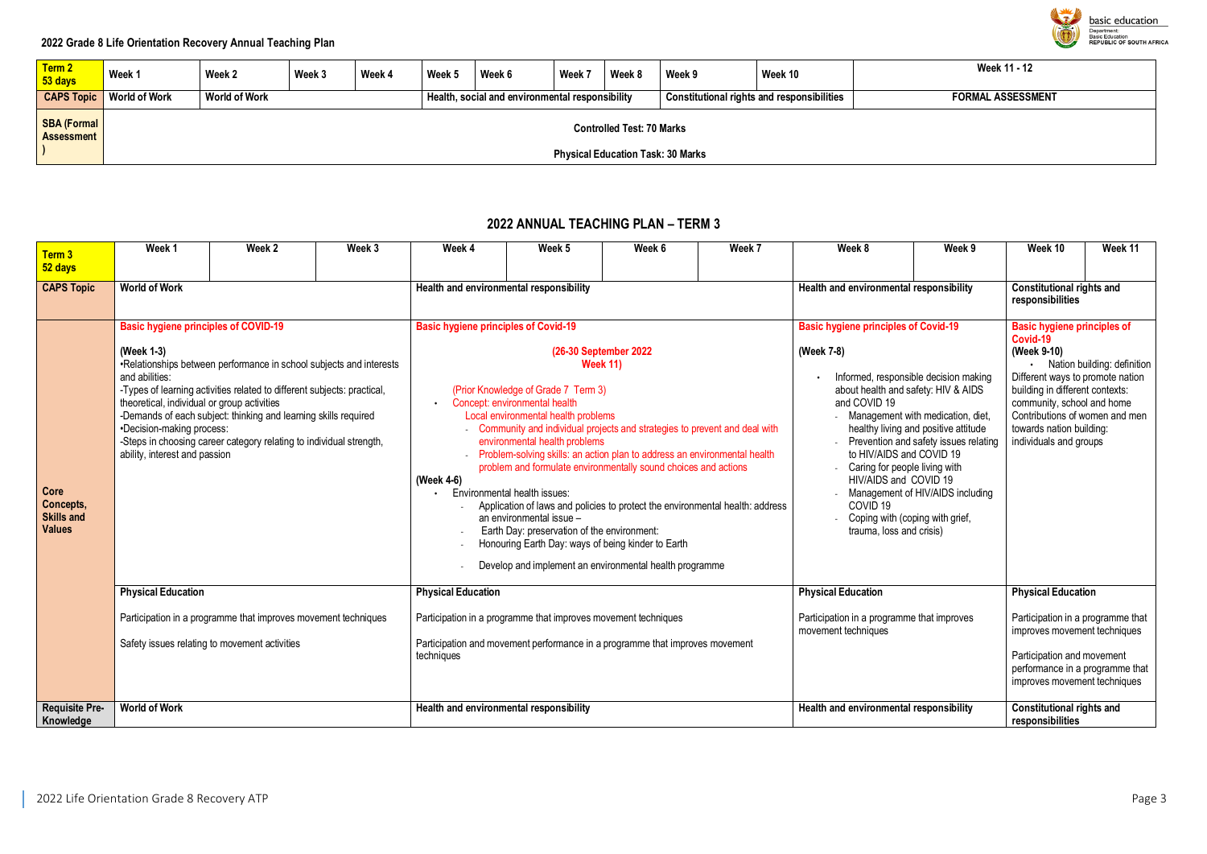## 2022 Grade 8 Life Orientation Recovery Annual Teaching Plan

| Term 2 53 days | Week 1 | Week 2 | Week 3 | Week 4 | Week 5 | Week 6 | Week 7 | Week 8 | Week 9 | Week 10 | Week 11 - 12 |
|---|---|---|---|---|---|---|---|---|---|---|---|
| CAPS Topic | World of Work | World of Work | | | Health, social and environmental responsibility | | | | Constitutional rights and responsibilities | | FORMAL ASSESSMENT |
| SBA (Formal Assessment ) | Controlled Test: 70 Marks<br>Physical Education Task: 30 Marks | | | | | | | | | | |

## 2022 ANNUAL TEACHING PLAN – TERM 3

| Term 3 52 days | Week 1 | Week 2 | Week 3 | Week 4 | Week 5 | Week 6 | Week 7 | Week 8 | Week 9 | Week 10 | Week 11 |
|---|---|---|---|---|---|---|---|---|---|---|---|
| CAPS Topic | World of Work | | | Health and environmental responsibility | | | | Health and environmental responsibility | | Constitutional rights and responsibilities | |
| Core Concepts, Skills and Values | Basic hygiene principles of COVID-19<br><br>(Week 1-3)<br>•Relationships between performance in school subjects and interests and abilities:<br>-Types of learning activities related to different subjects: practical, theoretical, individual or group activities<br>-Demands of each subject: thinking and learning skills required<br>•Decision-making process:<br>-Steps in choosing career category relating to individual strength, ability, interest and passion | | | Basic hygiene principles of Covid-19<br><br>(26-30 September 2022 Week 11)<br><br>(Prior Knowledge of Grade 7 Term 3)<br>• Concept: environmental health<br>Local environmental health problems<br>- Community and individual projects and strategies to prevent and deal with environmental health problems<br>- Problem-solving skills: an action plan to address an environmental health problem and formulate environmentally sound choices and actions<br><br>(Week 4-6)<br>• Environmental health issues:<br>- Application of laws and policies to protect the environmental health: address an environmental issue –<br>- Earth Day: preservation of the environment:<br>- Honouring Earth Day: ways of being kinder to Earth<br>- Develop and implement an environmental health programme | | | | Basic hygiene principles of Covid-19<br><br>(Week 7-8)<br><br>• Informed, responsible decision making about health and safety: HIV & AIDS and COVID 19<br>- Management with medication, diet, healthy living and positive attitude<br>- Prevention and safety issues relating to HIV/AIDS and COVID 19<br>- Caring for people living with HIV/AIDS and COVID 19<br>- Management of HIV/AIDS including COVID 19<br>- Coping with (coping with grief, trauma, loss and crisis) | | Basic hygiene principles of Covid-19<br>(Week 9-10)<br>• Nation building: definition<br>Different ways to promote nation building in different contexts: community, school and home<br>Contributions of women and men towards nation building: individuals and groups | |
| | Physical Education<br><br>Participation in a programme that improves movement techniques<br><br>Safety issues relating to movement activities | | | Physical Education<br><br>Participation in a programme that improves movement techniques<br><br>Participation and movement performance in a programme that improves movement techniques | | | | Physical Education<br><br>Participation in a programme that improves movement techniques | | Physical Education<br><br>Participation in a programme that improves movement techniques<br><br>Participation and movement performance in a programme that improves movement techniques | |
| Requisite Pre-Knowledge | World of Work | | | Health and environmental responsibility | | | | Health and environmental responsibility | | Constitutional rights and responsibilities | |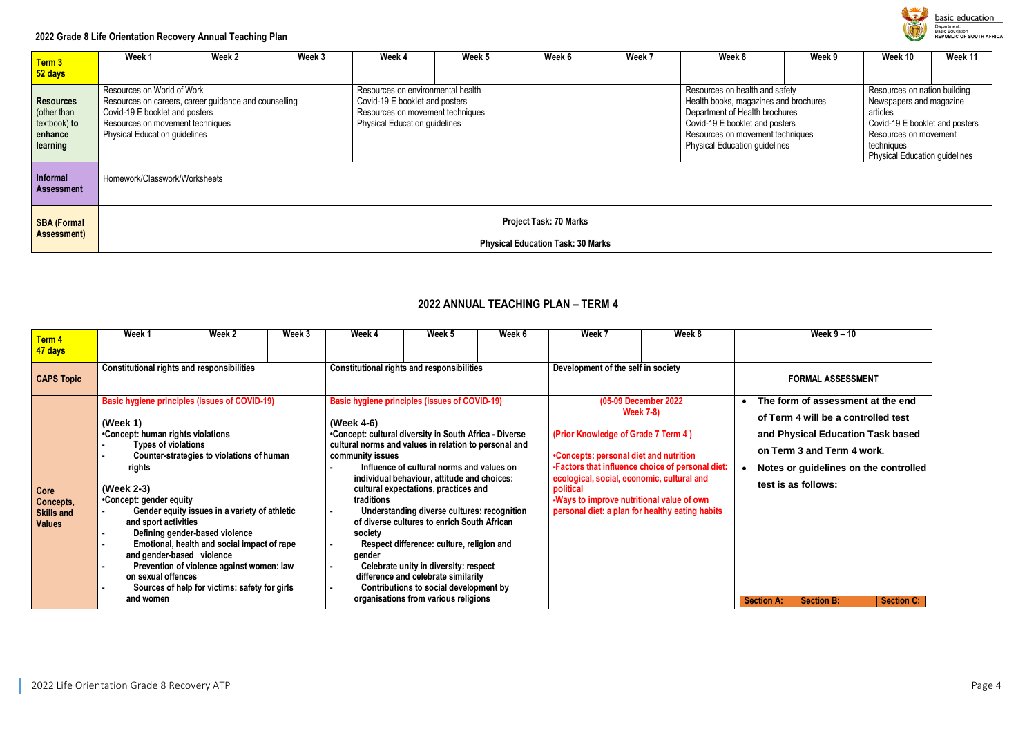**2022 Grade 8 Life Orientation Recovery Annual Teaching Plan**

| Term 3 52 days | Week 1 | Week 2 | Week 3 | Week 4 | Week 5 | Week 6 | Week 7 | Week 8 | Week 9 | Week 10 | Week 11 |
|---|---|---|---|---|---|---|---|---|---|---|---|
| **Resources** (other than textbook) **to enhance learning** | Resources on World of Work<br>Resources on careers, career guidance and counselling<br>Covid-19 E booklet and posters<br>Resources on movement techniques<br>Physical Education guidelines | | | Resources on environmental health<br>Covid-19 E booklet and posters<br>Resources on movement techniques<br>Physical Education guidelines | | | | Resources on health and safety<br>Health books, magazines and brochures<br>Department of Health brochures<br>Covid-19 E booklet and posters<br>Resources on movement techniques<br>Physical Education guidelines | | Resources on nation building<br>Newspapers and magazine articles<br>Covid-19 E booklet and posters<br>Resources on movement techniques<br>Physical Education guidelines | |
| **Informal Assessment** | Homework/Classwork/Worksheets | | | | | | | | | | |
| **SBA (Formal Assessment)** | **Project Task: 70 Marks**<br>**Physical Education Task: 30 Marks** | | | | | | | | | | |

## 2022 ANNUAL TEACHING PLAN – TERM 4

| Term 4 47 days | Week 1 | Week 2 | Week 3 | Week 4 | Week 5 | Week 6 | Week 7 | Week 8 | Week 9 – 10 |
|---|---|---|---|---|---|---|---|---|---|
| **CAPS Topic** | **Constitutional rights and responsibilities** | | | **Constitutional rights and responsibilities** | | | **Development of the self in society** | | **FORMAL ASSESSMENT** |
| **Core Concepts, Skills and Values** | **Basic hygiene principles (issues of COVID-19)**<br>**(Week 1)**<br>**•Concept: human rights violations**<br>- **Types of violations**<br>- **Counter-strategies to violations of human rights**<br>**(Week 2-3)**<br>**•Concept: gender equity**<br>- **Gender equity issues in a variety of athletic and sport activities**<br>- **Defining gender-based violence**<br>- **Emotional, health and social impact of rape and gender-based violence**<br>- **Prevention of violence against women: law on sexual offences**<br>- **Sources of help for victims: safety for girls and women** | | | **Basic hygiene principles (issues of COVID-19)**<br>**(Week 4-6)**<br>**•Concept: cultural diversity in South Africa - Diverse cultural norms and values in relation to personal and community issues**<br>- **Influence of cultural norms and values on individual behaviour, attitude and choices: cultural expectations, practices and traditions**<br>- **Understanding diverse cultures: recognition of diverse cultures to enrich South African society**<br>- **Respect difference: culture, religion and gender**<br>- **Celebrate unity in diversity: respect difference and celebrate similarity**<br>- **Contributions to social development by organisations from various religions** | | | **(05-09 December 2022 Week 7-8)**<br>**(Prior Knowledge of Grade 7 Term 4 )**<br>**•Concepts: personal diet and nutrition**<br>**-Factors that influence choice of personal diet: ecological, social, economic, cultural and political**<br>**-Ways to improve nutritional value of own personal diet: a plan for healthy eating habits** | | • **The form of assessment at the end of Term 4 will be a controlled test and Physical Education Task based on Term 3 and Term 4 work.**<br>• **Notes or guidelines on the controlled test is as follows:**<br>**Section A:** **Section B:** **Section C:** |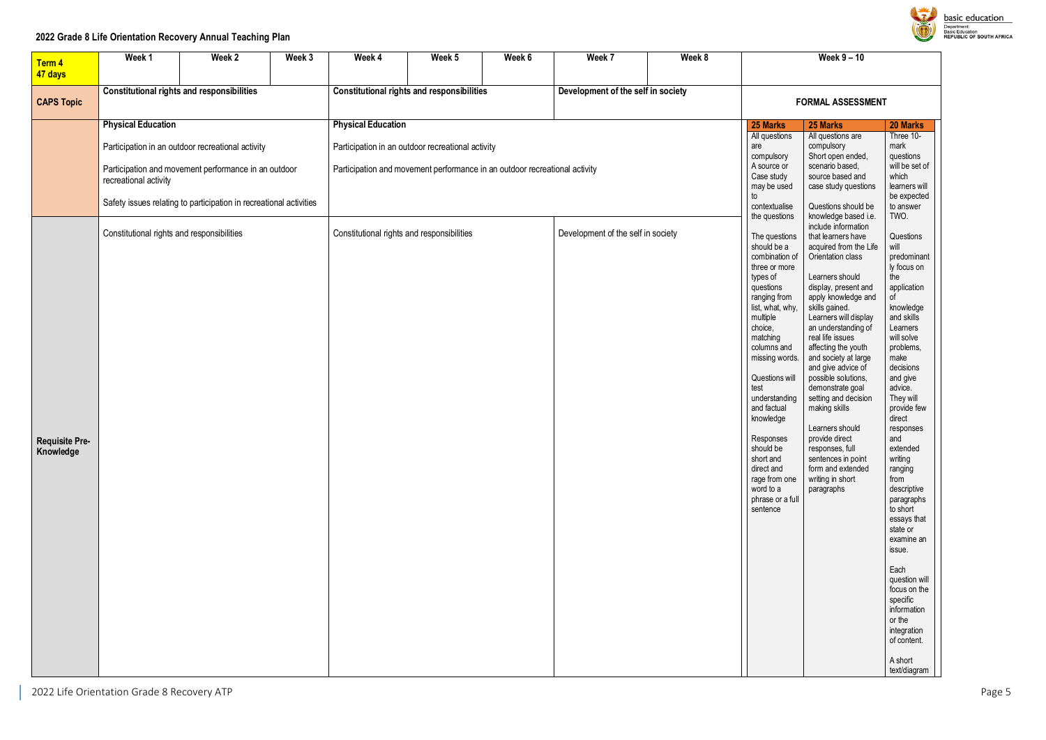## 2022 Grade 8 Life Orientation Recovery Annual Teaching Plan

| Term 4<br>47 days | Week 1 | Week 2 | Week 3 | Week 4 | Week 5 | Week 6 | Week 7 | Week 8 | Week 9 – 10 | | |
|---|---|---|---|---|---|---|---|---|---|---|---|
| **CAPS Topic** | **Constitutional rights and responsibilities** | | | **Constitutional rights and responsibilities** | | | **Development of the self in society** | | **FORMAL ASSESSMENT** | | |
| | **Physical Education**<br><br>Participation in an outdoor recreational activity<br><br>Participation and movement performance in an outdoor recreational activity<br><br>Safety issues relating to participation in recreational activities | | | **Physical Education**<br><br>Participation in an outdoor recreational activity<br><br>Participation and movement performance in an outdoor recreational activity | | | | | **25 Marks**<br>All questions are compulsory<br>A source or Case study may be used to contextualise the questions<br><br>The questions should be a combination of three or more types of questions ranging from list, what, why, multiple choice, matching columns and missing words.<br><br>Questions will test understanding and factual knowledge<br><br>Responses should be short and direct and rage from one word to a phrase or a full sentence | **25 Marks**<br>All questions are compulsory<br>Short open ended, scenario based, source based and case study questions<br><br>Questions should be knowledge based i.e. include information that learners have acquired from the Life Orientation class<br><br>Learners should display, present and apply knowledge and skills gained.<br>Learners will display an understanding of real life issues affecting the youth and society at large and give advice of possible solutions, demonstrate goal setting and decision making skills<br><br>Learners should provide direct responses, full sentences in point form and extended writing in short paragraphs | **20 Marks**<br>Three 10-mark questions will be set of which learners will be expected to answer TWO.<br><br>Questions will predominantly focus on the application of knowledge and skills Learners will solve problems, make decisions and give advice. They will provide few direct responses and extended writing ranging from descriptive paragraphs to short essays that state or examine an issue.<br><br>Each question will focus on the specific information or the integration of content.<br><br>A short text/diagram |
| **Requisite Pre-Knowledge** | Constitutional rights and responsibilities | | | Constitutional rights and responsibilities | | | Development of the self in society | | | | |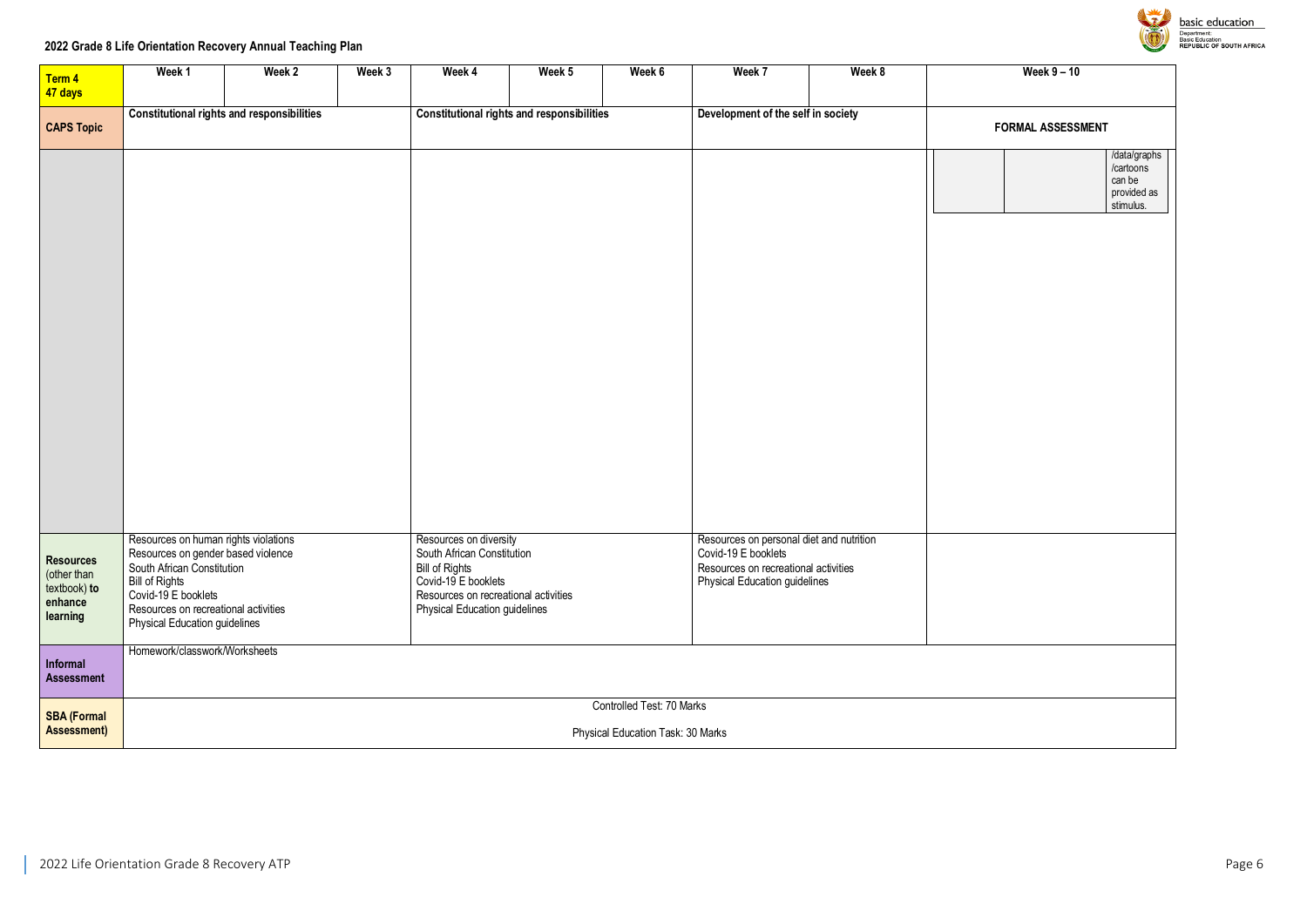## 2022 Grade 8 Life Orientation Recovery Annual Teaching Plan

| Term 4 47 days | Week 1 | Week 2 | Week 3 | Week 4 | Week 5 | Week 6 | Week 7 | Week 8 | Week 9 – 10 |
|---|---|---|---|---|---|---|---|---|---|
| **CAPS Topic** | Constitutional rights and responsibilities | | | Constitutional rights and responsibilities | | | Development of the self in society | | FORMAL ASSESSMENT |
| | | | | | | | | | /data/graphs /cartoons can be provided as stimulus. |
| **Resources** (other than textbook) **to enhance learning** | Resources on human rights violations<br>Resources on gender based violence<br>South African Constitution<br>Bill of Rights<br>Covid-19 E booklets<br>Resources on recreational activities<br>Physical Education guidelines | | | Resources on diversity<br>South African Constitution<br>Bill of Rights<br>Covid-19 E booklets<br>Resources on recreational activities<br>Physical Education guidelines | | | Resources on personal diet and nutrition<br>Covid-19 E booklets<br>Resources on recreational activities<br>Physical Education guidelines | | |
| **Informal Assessment** | Homework/classwork/Worksheets | | | | | | | | |
| **SBA (Formal Assessment)** | Controlled Test: 70 Marks<br>Physical Education Task: 30 Marks | | | | | | | | |